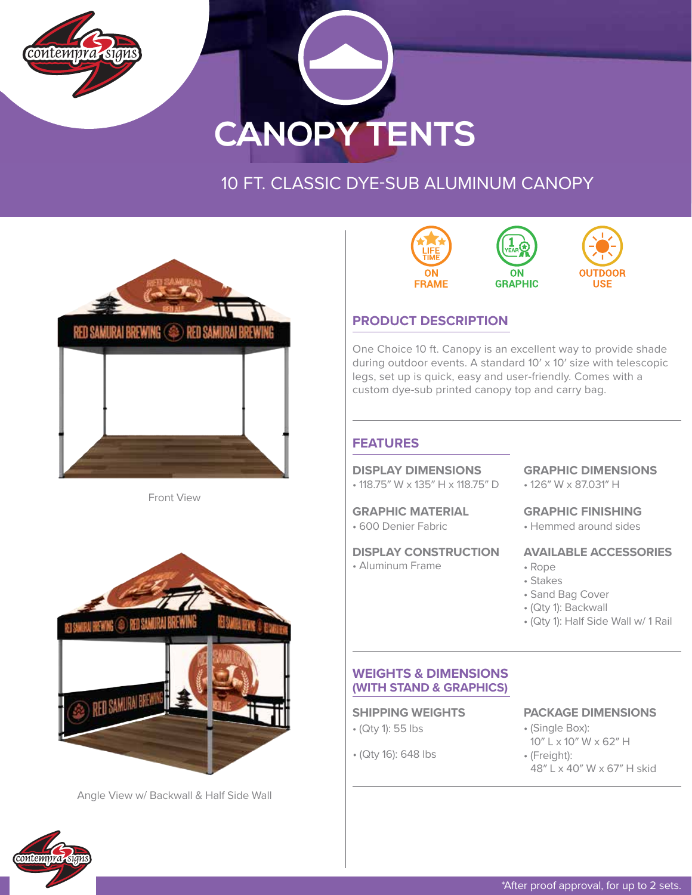# CANOPY TENTS

## 10 FT. CLASSIC DYE-SUB ALUMINUM CANOPY

Front View

Angle View w/ Backwall & Half Side Wall

LIFE TIME ON FRAME

1 YEAR ON GRAPHIC

OUTDOOR USE

## PRODUCT DESCRIPTION

One Choice 10 ft. Canopy is an excellent way to provide shade during outdoor events. A standard 10′ x 10′ size with telescopic legs, set up is quick, easy and user-friendly. Comes with a custom dye-sub printed canopy top and carry bag.

## FEATURES

### DISPLAY DIMENSIONS
- 118.75″ W x 135″ H x 118.75″ D

### GRAPHIC DIMENSIONS
- 126″ W x 87.031″ H

### GRAPHIC MATERIAL
- 600 Denier Fabric

### GRAPHIC FINISHING
- Hemmed around sides

### DISPLAY CONSTRUCTION
- Aluminum Frame

### AVAILABLE ACCESSORIES
- Rope
- Stakes
- Sand Bag Cover
- (Qty 1): Backwall
- (Qty 1): Half Side Wall w/ 1 Rail

## WEIGHTS & DIMENSIONS (WITH STAND & GRAPHICS)

### SHIPPING WEIGHTS
- (Qty 1): 55 lbs
- (Qty 16): 648 lbs

### PACKAGE DIMENSIONS
- (Single Box): 10″ L x 10″ W x 62″ H
- (Freight): 48″ L x 40″ W x 67″ H skid

*After proof approval, for up to 2 sets.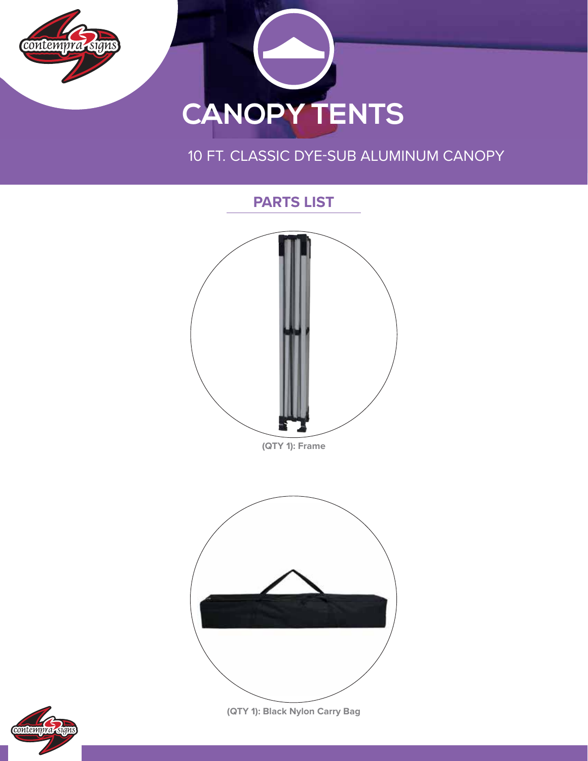# CANOPY TENTS

10 FT. CLASSIC DYE-SUB ALUMINUM CANOPY

## PARTS LIST

**(QTY 1): Frame**

**(QTY 1): Black Nylon Carry Bag**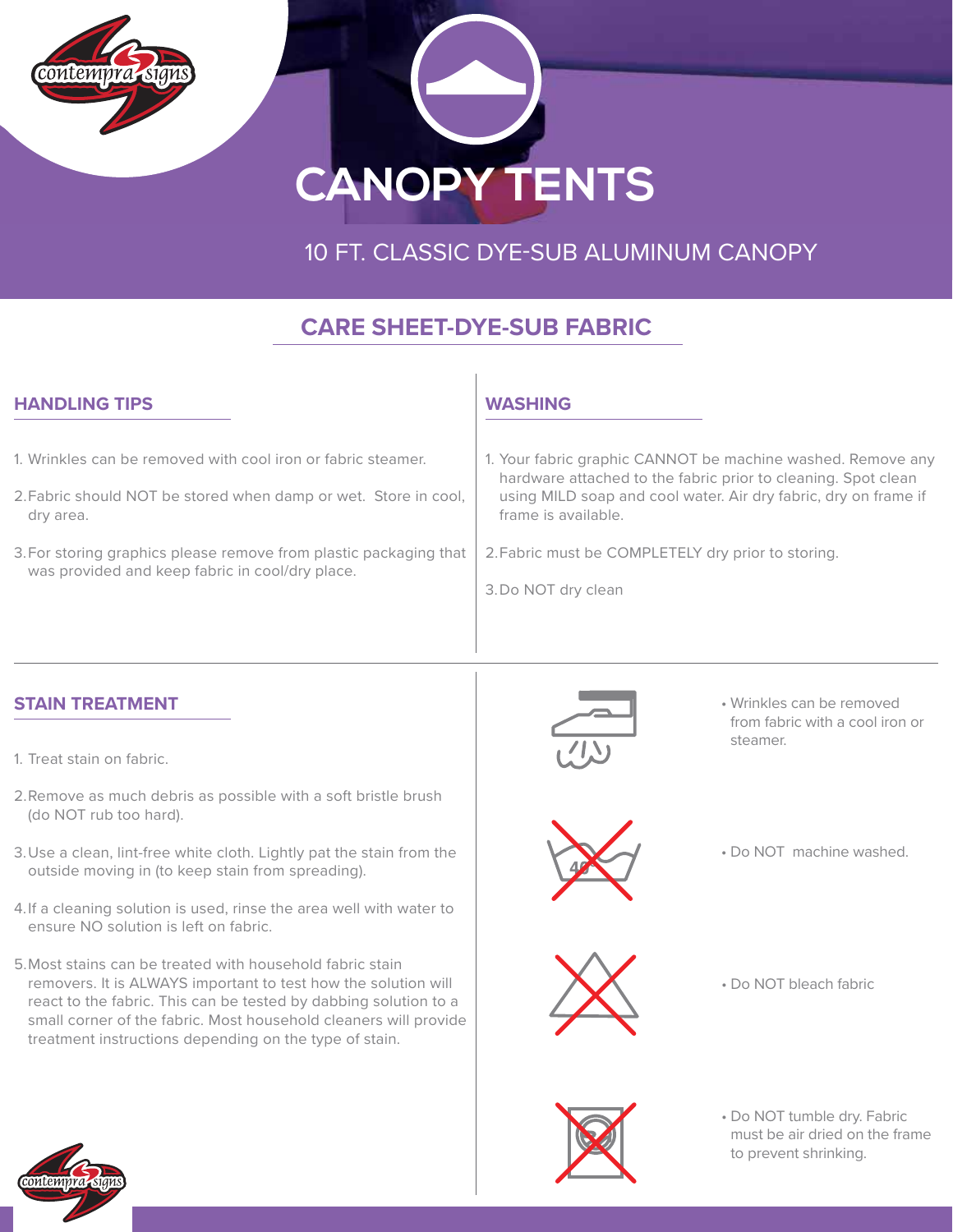# CANOPY TENTS

10 FT. CLASSIC DYE-SUB ALUMINUM CANOPY

## CARE SHEET-DYE-SUB FABRIC

### HANDLING TIPS

1. Wrinkles can be removed with cool iron or fabric steamer.
2. Fabric should NOT be stored when damp or wet. Store in cool, dry area.
3. For storing graphics please remove from plastic packaging that was provided and keep fabric in cool/dry place.

### WASHING

1. Your fabric graphic CANNOT be machine washed. Remove any hardware attached to the fabric prior to cleaning. Spot clean using MILD soap and cool water. Air dry fabric, dry on frame if frame is available.
2. Fabric must be COMPLETELY dry prior to storing.
3. Do NOT dry clean

### STAIN TREATMENT

1. Treat stain on fabric.
2. Remove as much debris as possible with a soft bristle brush (do NOT rub too hard).
3. Use a clean, lint-free white cloth. Lightly pat the stain from the outside moving in (to keep stain from spreading).
4. If a cleaning solution is used, rinse the area well with water to ensure NO solution is left on fabric.
5. Most stains can be treated with household fabric stain removers. It is ALWAYS important to test how the solution will react to the fabric. This can be tested by dabbing solution to a small corner of the fabric. Most household cleaners will provide treatment instructions depending on the type of stain.

- Wrinkles can be removed from fabric with a cool iron or steamer.
- Do NOT machine washed.
- Do NOT bleach fabric
- Do NOT tumble dry. Fabric must be air dried on the frame to prevent shrinking.